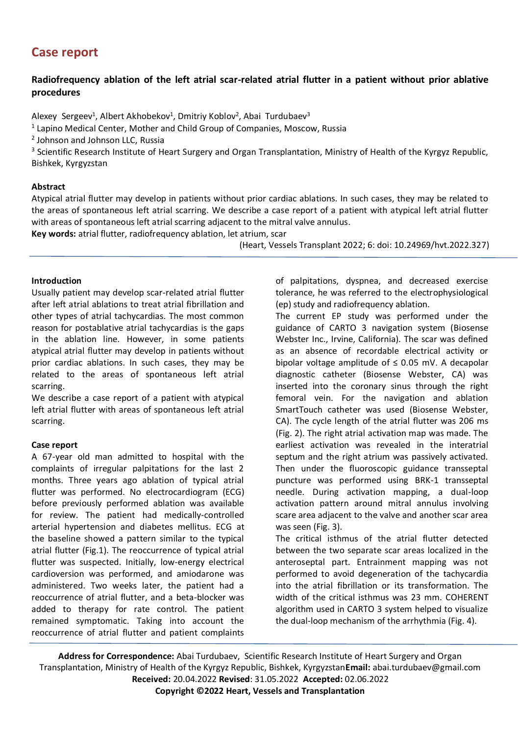## Case report

# Radiofrequency ablation of the left atrial scar-related atrial flutter in a patient without prior ablative procedures

Alexey Sergeev[1], Albert Akhobekov[1], Dmitriy Koblov[2], Abai Turdubaev[3]

[1] Lapino Medical Center, Mother and Child Group of Companies, Moscow, Russia

[2] Johnson and Johnson LLC, Russia

[3] Scientific Research Institute of Heart Surgery and Organ Transplantation, Ministry of Health of the Kyrgyz Republic, Bishkek, Kyrgyzstan

### Abstract

Atypical atrial flutter may develop in patients without prior cardiac ablations. In such cases, they may be related to the areas of spontaneous left atrial scarring. We describe a case report of a patient with atypical left atrial flutter with areas of spontaneous left atrial scarring adjacent to the mitral valve annulus.

**Key words:** atrial flutter, radiofrequency ablation, let atrium, scar

(Heart, Vessels Transplant 2022; 6: doi: 10.24969/hvt.2022.327)

### Introduction

Usually patient may develop scar-related atrial flutter after left atrial ablations to treat atrial fibrillation and other types of atrial tachycardias. The most common reason for postablative atrial tachycardias is the gaps in the ablation line. However, in some patients atypical atrial flutter may develop in patients without prior cardiac ablations. In such cases, they may be related to the areas of spontaneous left atrial scarring.

We describe a case report of a patient with atypical left atrial flutter with areas of spontaneous left atrial scarring.

### Case report

A 67-year old man admitted to hospital with the complaints of irregular palpitations for the last 2 months. Three years ago ablation of typical atrial flutter was performed. No electrocardiogram (ECG) before previously performed ablation was available for review. The patient had medically-controlled arterial hypertension and diabetes mellitus. ECG at the baseline showed a pattern similar to the typical atrial flutter (Fig.1). The reoccurrence of typical atrial flutter was suspected. Initially, low-energy electrical cardioversion was performed, and amiodarone was administered. Two weeks later, the patient had a reoccurrence of atrial flutter, and a beta-blocker was added to therapy for rate control. The patient remained symptomatic. Taking into account the reoccurrence of atrial flutter and patient complaints of palpitations, dyspnea, and decreased exercise tolerance, he was referred to the electrophysiological (ep) study and radiofrequency ablation.

The current EP study was performed under the guidance of CARTO 3 navigation system (Biosense Webster Inc., Irvine, California). The scar was defined as an absence of recordable electrical activity or bipolar voltage amplitude of ≤ 0.05 mV. A decapolar diagnostic catheter (Biosense Webster, CA) was inserted into the coronary sinus through the right femoral vein. For the navigation and ablation SmartTouch catheter was used (Biosense Webster, CA). The cycle length of the atrial flutter was 206 ms (Fig. 2). The right atrial activation map was made. The earliest activation was revealed in the interatrial septum and the right atrium was passively activated. Then under the fluoroscopic guidance transseptal puncture was performed using BRK-1 transseptal needle. During activation mapping, a dual-loop activation pattern around mitral annulus involving scare area adjacent to the valve and another scar area was seen (Fig. 3).

The critical isthmus of the atrial flutter detected between the two separate scar areas localized in the anteroseptal part. Entrainment mapping was not performed to avoid degeneration of the tachycardia into the atrial fibrillation or its transformation. The width of the critical isthmus was 23 mm. COHERENT algorithm used in CARTO 3 system helped to visualize the dual-loop mechanism of the arrhythmia (Fig. 4).

**Address for Correspondence:** Abai Turdubaev, Scientific Research Institute of Heart Surgery and Organ Transplantation, Ministry of Health of the Kyrgyz Republic, Bishkek, Kyrgyzstan **Email:** abai.turdubaev@gmail.com
**Received:** 20.04.2022 **Revised**: 31.05.2022 **Accepted:** 02.06.2022
**Copyright ©2022 Heart, Vessels and Transplantation**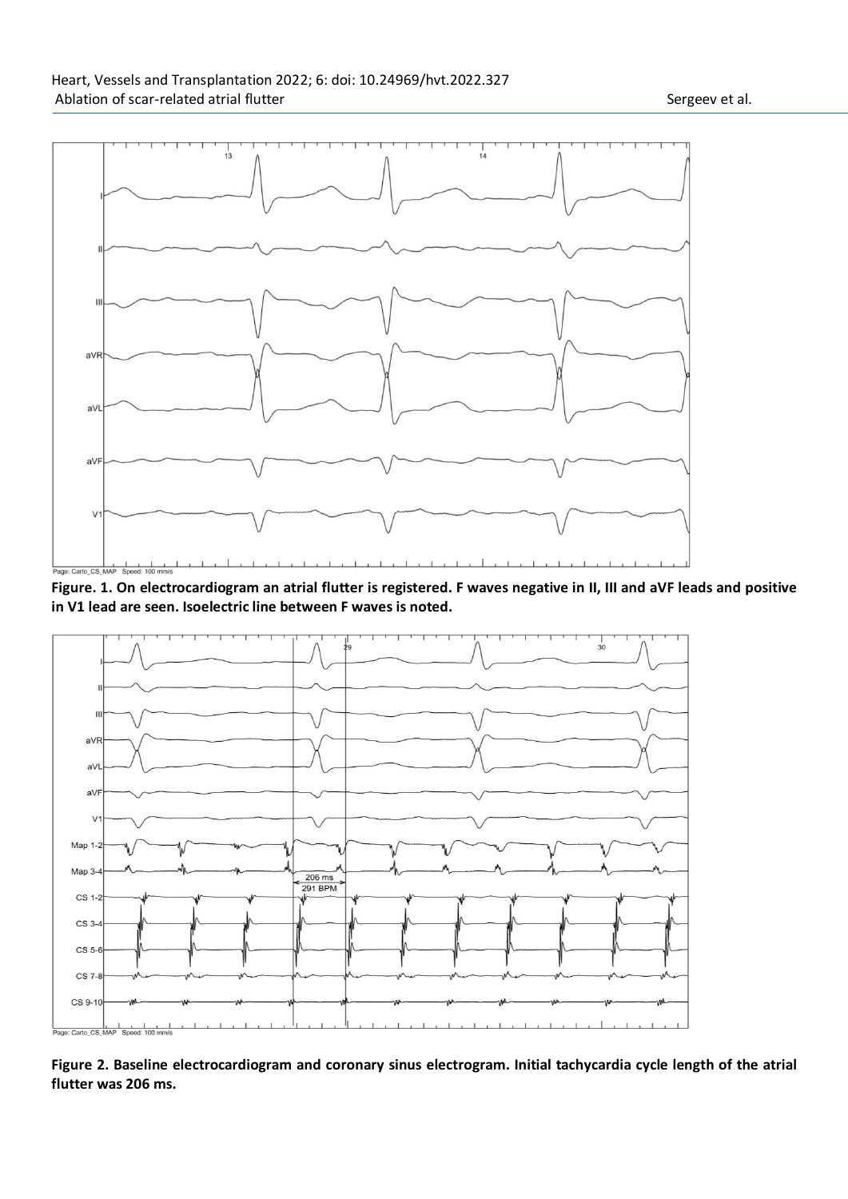**Figure. 1. On electrocardiogram an atrial flutter is registered. F waves negative in II, III and aVF leads and positive in V1 lead are seen. Isoelectric line between F waves is noted.**

**Figure 2. Baseline electrocardiogram and coronary sinus electrogram. Initial tachycardia cycle length of the atrial flutter was 206 ms.**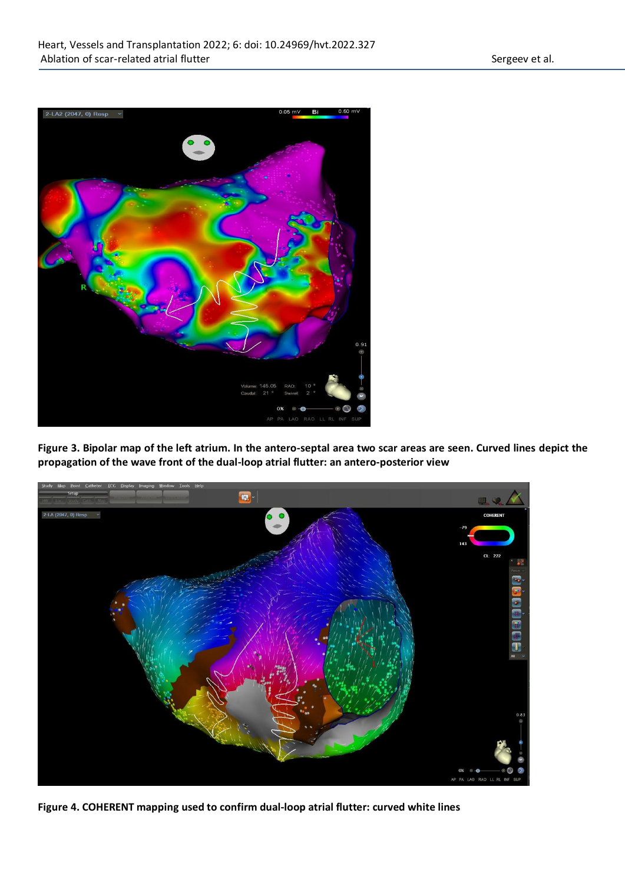**Figure 3. Bipolar map of the left atrium. In the antero-septal area two scar areas are seen. Curved lines depict the propagation of the wave front of the dual-loop atrial flutter: an antero-posterior view**

**Figure 4. COHERENT mapping used to confirm dual-loop atrial flutter: curved white lines**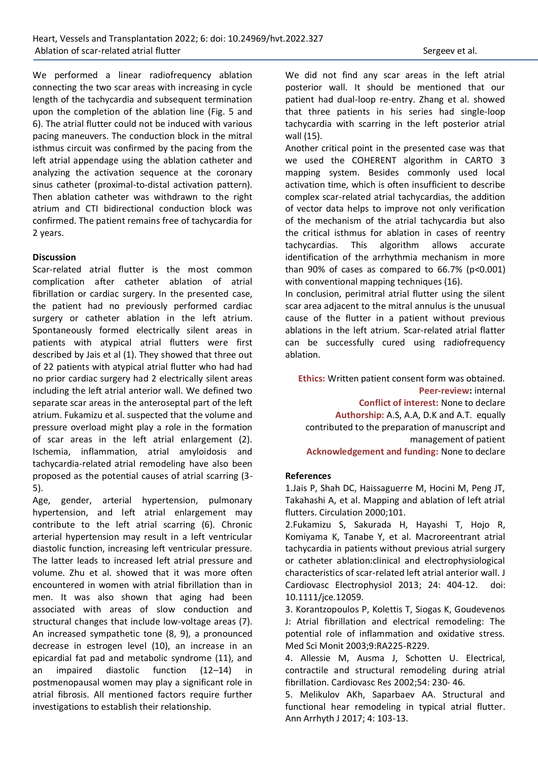We performed a linear radiofrequency ablation connecting the two scar areas with increasing in cycle length of the tachycardia and subsequent termination upon the completion of the ablation line (Fig. 5 and 6). The atrial flutter could not be induced with various pacing maneuvers. The conduction block in the mitral isthmus circuit was confirmed by the pacing from the left atrial appendage using the ablation catheter and analyzing the activation sequence at the coronary sinus catheter (proximal-to-distal activation pattern). Then ablation catheter was withdrawn to the right atrium and CTI bidirectional conduction block was confirmed. The patient remains free of tachycardia for 2 years.

## Discussion

Scar-related atrial flutter is the most common complication after catheter ablation of atrial fibrillation or cardiac surgery. In the presented case, the patient had no previously performed cardiac surgery or catheter ablation in the left atrium. Spontaneously formed electrically silent areas in patients with atypical atrial flutters were first described by Jais et al (1). They showed that three out of 22 patients with atypical atrial flutter who had had no prior cardiac surgery had 2 electrically silent areas including the left atrial anterior wall. We defined two separate scar areas in the anteroseptal part of the left atrium. Fukamizu et al. suspected that the volume and pressure overload might play a role in the formation of scar areas in the left atrial enlargement (2). Ischemia, inflammation, atrial amyloidosis and tachycardia-related atrial remodeling have also been proposed as the potential causes of atrial scarring (3-5).

Age, gender, arterial hypertension, pulmonary hypertension, and left atrial enlargement may contribute to the left atrial scarring (6). Chronic arterial hypertension may result in a left ventricular diastolic function, increasing left ventricular pressure. The latter leads to increased left atrial pressure and volume. Zhu et al. showed that it was more often encountered in women with atrial fibrillation than in men. It was also shown that aging had been associated with areas of slow conduction and structural changes that include low-voltage areas (7). An increased sympathetic tone (8, 9), a pronounced decrease in estrogen level (10), an increase in an epicardial fat pad and metabolic syndrome (11), and an impaired diastolic function (12–14) in postmenopausal women may play a significant role in atrial fibrosis. All mentioned factors require further investigations to establish their relationship.

We did not find any scar areas in the left atrial posterior wall. It should be mentioned that our patient had dual-loop re-entry. Zhang et al. showed that three patients in his series had single-loop tachycardia with scarring in the left posterior atrial wall (15).

Another critical point in the presented case was that we used the COHERENT algorithm in CARTO 3 mapping system. Besides commonly used local activation time, which is often insufficient to describe complex scar-related atrial tachycardias, the addition of vector data helps to improve not only verification of the mechanism of the atrial tachycardia but also the critical isthmus for ablation in cases of reentry tachycardias. This algorithm allows accurate identification of the arrhythmia mechanism in more than 90% of cases as compared to 66.7% ($p<0.001$) with conventional mapping techniques (16).

In conclusion, perimitral atrial flutter using the silent scar area adjacent to the mitral annulus is the unusual cause of the flutter in a patient without previous ablations in the left atrium. Scar-related atrial flatter can be successfully cured using radiofrequency ablation.

**Ethics:** Written patient consent form was obtained.

**Peer-review:** internal

**Conflict of interest:** None to declare

**Authorship:** A.S, A.A, D.K and A.T. equally contributed to the preparation of manuscript and management of patient

**Acknowledgement and funding:** None to declare

## References

1. Jais P, Shah DC, Haissaguerre M, Hocini M, Peng JT, Takahashi A, et al. Mapping and ablation of left atrial flutters. Circulation 2000;101.
2. Fukamizu S, Sakurada H, Hayashi T, Hojo R, Komiyama K, Tanabe Y, et al. Macroreentrant atrial tachycardia in patients without previous atrial surgery or catheter ablation:clinical and electrophysiological characteristics of scar-related left atrial anterior wall. J Cardiovasc Electrophysiol 2013; 24: 404-12. doi: 10.1111/jce.12059.
3. Korantzopoulos P, Kolettis T, Siogas K, Goudevenos J: Atrial fibrillation and electrical remodeling: The potential role of inflammation and oxidative stress. Med Sci Monit 2003;9:RA225-R229.
4. Allessie M, Ausma J, Schotten U. Electrical, contractile and structural remodeling during atrial fibrillation. Cardiovasc Res 2002;54: 230- 46.
5. Melikulov AKh, Saparbaev AA. Structural and functional hear remodeling in typical atrial flutter. Ann Arrhyth J 2017; 4: 103-13.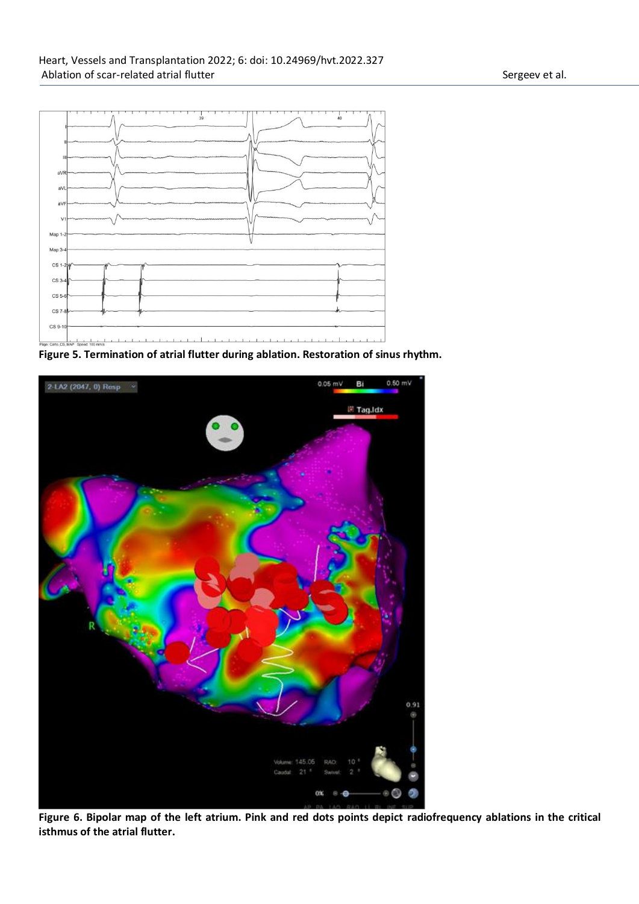**Figure 5. Termination of atrial flutter during ablation. Restoration of sinus rhythm.**

**Figure 6. Bipolar map of the left atrium. Pink and red dots points depict radiofrequency ablations in the critical isthmus of the atrial flutter.**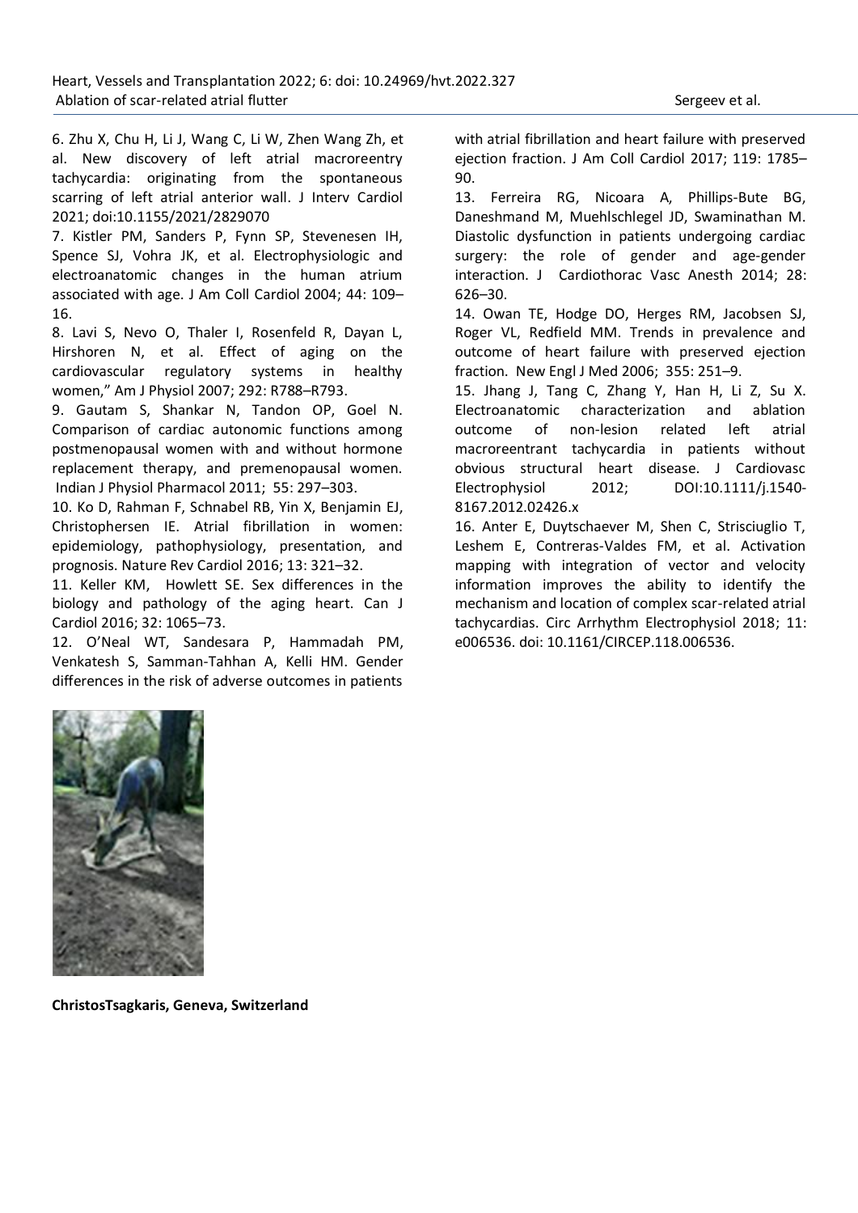6. Zhu X, Chu H, Li J, Wang C, Li W, Zhen Wang Zh, et al. New discovery of left atrial macroreentry tachycardia: originating from the spontaneous scarring of left atrial anterior wall. J Interv Cardiol 2021; doi:10.1155/2021/2829070

7. Kistler PM, Sanders P, Fynn SP, Stevenesen IH, Spence SJ, Vohra JK, et al. Electrophysiologic and electroanatomic changes in the human atrium associated with age. J Am Coll Cardiol 2004; 44: 109–16.

8. Lavi S, Nevo O, Thaler I, Rosenfeld R, Dayan L, Hirshoren N, et al. Effect of aging on the cardiovascular regulatory systems in healthy women," Am J Physiol 2007; 292: R788–R793.

9. Gautam S, Shankar N, Tandon OP, Goel N. Comparison of cardiac autonomic functions among postmenopausal women with and without hormone replacement therapy, and premenopausal women. Indian J Physiol Pharmacol 2011; 55: 297–303.

10. Ko D, Rahman F, Schnabel RB, Yin X, Benjamin EJ, Christophersen IE. Atrial fibrillation in women: epidemiology, pathophysiology, presentation, and prognosis. Nature Rev Cardiol 2016; 13: 321–32.

11. Keller KM, Howlett SE. Sex differences in the biology and pathology of the aging heart. Can J Cardiol 2016; 32: 1065–73.

12. O'Neal WT, Sandesara P, Hammadah PM, Venkatesh S, Samman-Tahhan A, Kelli HM. Gender differences in the risk of adverse outcomes in patients with atrial fibrillation and heart failure with preserved ejection fraction. J Am Coll Cardiol 2017; 119: 1785–90.

13. Ferreira RG, Nicoara A, Phillips-Bute BG, Daneshmand M, Muehlschlegel JD, Swaminathan M. Diastolic dysfunction in patients undergoing cardiac surgery: the role of gender and age-gender interaction. J Cardiothorac Vasc Anesth 2014; 28: 626–30.

14. Owan TE, Hodge DO, Herges RM, Jacobsen SJ, Roger VL, Redfield MM. Trends in prevalence and outcome of heart failure with preserved ejection fraction. New Engl J Med 2006; 355: 251–9.

15. Jhang J, Tang C, Zhang Y, Han H, Li Z, Su X. Electroanatomic characterization and ablation outcome of non-lesion related left atrial macroreentrant tachycardia in patients without obvious structural heart disease. J Cardiovasc Electrophysiol 2012; DOI:10.1111/j.1540-8167.2012.02426.x

16. Anter E, Duytschaever M, Shen C, Strisciuglio T, Leshem E, Contreras-Valdes FM, et al. Activation mapping with integration of vector and velocity information improves the ability to identify the mechanism and location of complex scar-related atrial tachycardias. Circ Arrhythm Electrophysiol 2018; 11: e006536. doi: 10.1161/CIRCEP.118.006536.

**ChristosTsagkaris, Geneva, Switzerland**